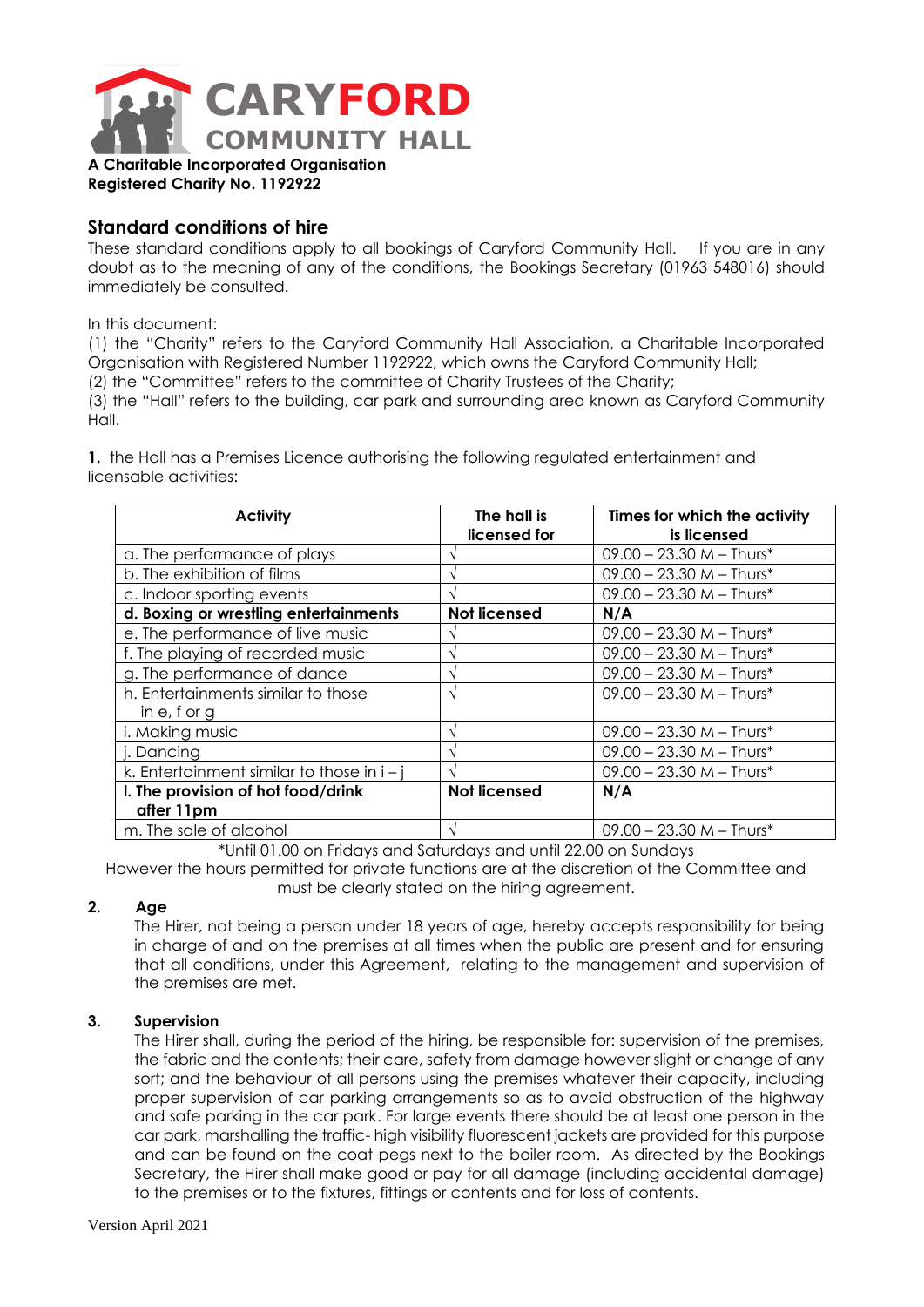# CARYFORD COMMUNITY HALL

**A Charitable Incorporated Organisation**
**Registered Charity No. 1192922**

## Standard conditions of hire

These standard conditions apply to all bookings of Caryford Community Hall. If you are in any doubt as to the meaning of any of the conditions, the Bookings Secretary (01963 548016) should immediately be consulted.

In this document:
(1) the "Charity" refers to the Caryford Community Hall Association, a Charitable Incorporated Organisation with Registered Number 1192922, which owns the Caryford Community Hall;
(2) the "Committee" refers to the committee of Charity Trustees of the Charity;
(3) the "Hall" refers to the building, car park and surrounding area known as Caryford Community Hall.

**1.** the Hall has a Premises Licence authorising the following regulated entertainment and licensable activities:

| Activity | The hall is licensed for | Times for which the activity is licensed |
|---|---|---|
| a. The performance of plays | √ | 09.00 – 23.30 M – Thurs* |
| b. The exhibition of films | √ | 09.00 – 23.30 M – Thurs* |
| c. Indoor sporting events | √ | 09.00 – 23.30 M – Thurs* |
| **d. Boxing or wrestling entertainments** | **Not licensed** | **N/A** |
| e. The performance of live music | √ | 09.00 – 23.30 M – Thurs* |
| f. The playing of recorded music | √ | 09.00 – 23.30 M – Thurs* |
| g. The performance of dance | √ | 09.00 – 23.30 M – Thurs* |
| h. Entertainments similar to those in e, f or g | √ | 09.00 – 23.30 M – Thurs* |
| i. Making music | √ | 09.00 – 23.30 M – Thurs* |
| j. Dancing | √ | 09.00 – 23.30 M – Thurs* |
| k. Entertainment similar to those in i – j | √ | 09.00 – 23.30 M – Thurs* |
| **l. The provision of hot food/drink after 11pm** | **Not licensed** | **N/A** |
| m. The sale of alcohol | √ | 09.00 – 23.30 M – Thurs* |

*Until 01.00 on Fridays and Saturdays and until 22.00 on Sundays
However the hours permitted for private functions are at the discretion of the Committee and must be clearly stated on the hiring agreement.

**2. Age**

The Hirer, not being a person under 18 years of age, hereby accepts responsibility for being in charge of and on the premises at all times when the public are present and for ensuring that all conditions, under this Agreement, relating to the management and supervision of the premises are met.

**3. Supervision**

The Hirer shall, during the period of the hiring, be responsible for: supervision of the premises, the fabric and the contents; their care, safety from damage however slight or change of any sort; and the behaviour of all persons using the premises whatever their capacity, including proper supervision of car parking arrangements so as to avoid obstruction of the highway and safe parking in the car park. For large events there should be at least one person in the car park, marshalling the traffic- high visibility fluorescent jackets are provided for this purpose and can be found on the coat pegs next to the boiler room. As directed by the Bookings Secretary, the Hirer shall make good or pay for all damage (including accidental damage) to the premises or to the fixtures, fittings or contents and for loss of contents.

Version April 2021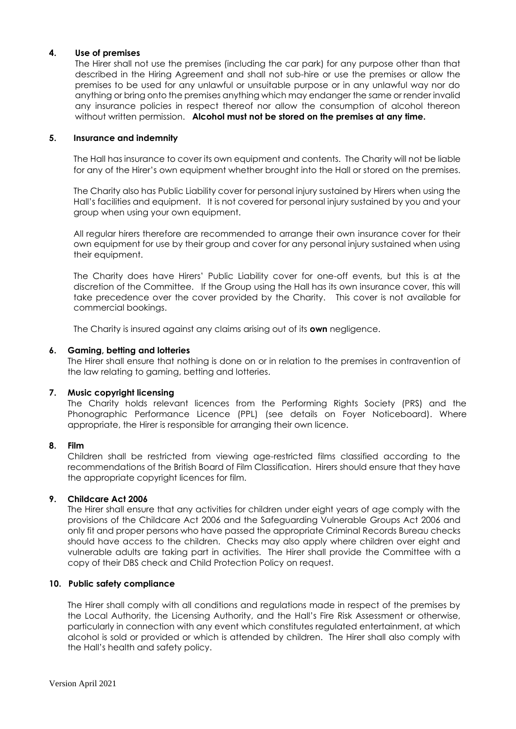**4. Use of premises**

The Hirer shall not use the premises (including the car park) for any purpose other than that described in the Hiring Agreement and shall not sub-hire or use the premises or allow the premises to be used for any unlawful or unsuitable purpose or in any unlawful way nor do anything or bring onto the premises anything which may endanger the same or render invalid any insurance policies in respect thereof nor allow the consumption of alcohol thereon without written permission. **Alcohol must not be stored on the premises at any time.**

**5. Insurance and indemnity**

The Hall has insurance to cover its own equipment and contents. The Charity will not be liable for any of the Hirer's own equipment whether brought into the Hall or stored on the premises.

The Charity also has Public Liability cover for personal injury sustained by Hirers when using the Hall's facilities and equipment. It is not covered for personal injury sustained by you and your group when using your own equipment.

All regular hirers therefore are recommended to arrange their own insurance cover for their own equipment for use by their group and cover for any personal injury sustained when using their equipment.

The Charity does have Hirers' Public Liability cover for one-off events, but this is at the discretion of the Committee. If the Group using the Hall has its own insurance cover, this will take precedence over the cover provided by the Charity. This cover is not available for commercial bookings.

The Charity is insured against any claims arising out of its **own** negligence.

**6. Gaming, betting and lotteries**

The Hirer shall ensure that nothing is done on or in relation to the premises in contravention of the law relating to gaming, betting and lotteries.

**7. Music copyright licensing**

The Charity holds relevant licences from the Performing Rights Society (PRS) and the Phonographic Performance Licence (PPL) (see details on Foyer Noticeboard). Where appropriate, the Hirer is responsible for arranging their own licence.

**8. Film**

Children shall be restricted from viewing age-restricted films classified according to the recommendations of the British Board of Film Classification. Hirers should ensure that they have the appropriate copyright licences for film.

**9. Childcare Act 2006**

The Hirer shall ensure that any activities for children under eight years of age comply with the provisions of the Childcare Act 2006 and the Safeguarding Vulnerable Groups Act 2006 and only fit and proper persons who have passed the appropriate Criminal Records Bureau checks should have access to the children. Checks may also apply where children over eight and vulnerable adults are taking part in activities. The Hirer shall provide the Committee with a copy of their DBS check and Child Protection Policy on request.

**10. Public safety compliance**

The Hirer shall comply with all conditions and regulations made in respect of the premises by the Local Authority, the Licensing Authority, and the Hall's Fire Risk Assessment or otherwise, particularly in connection with any event which constitutes regulated entertainment, at which alcohol is sold or provided or which is attended by children. The Hirer shall also comply with the Hall's health and safety policy.

Version April 2021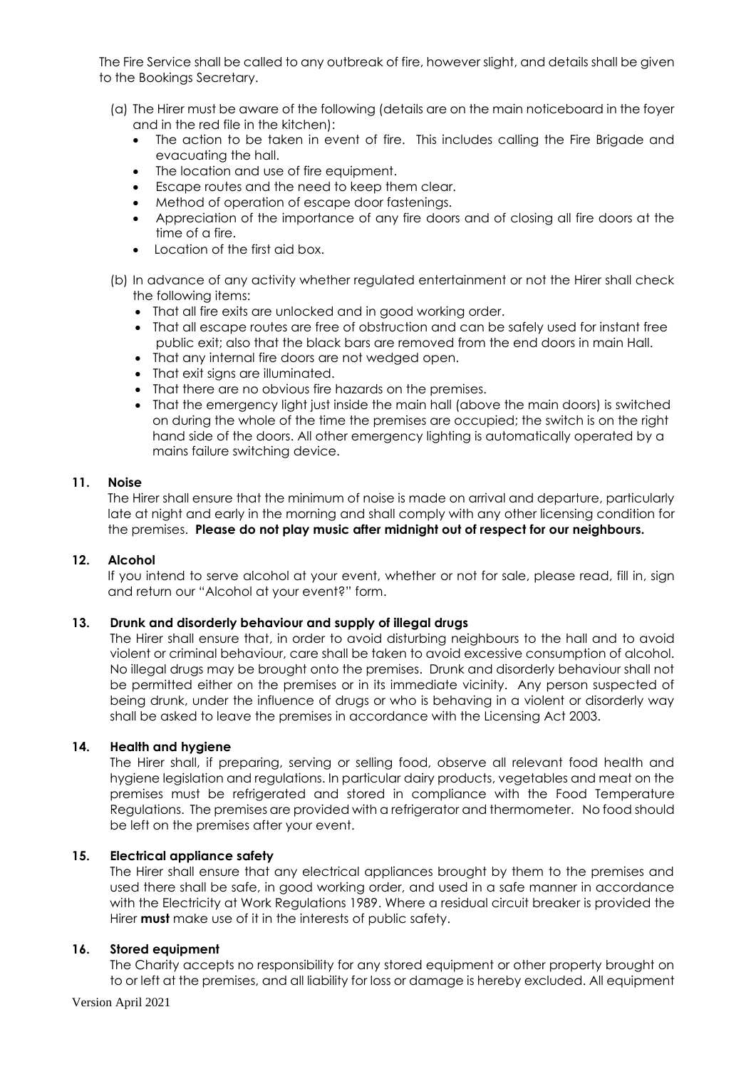The Fire Service shall be called to any outbreak of fire, however slight, and details shall be given to the Bookings Secretary.

(a) The Hirer must be aware of the following (details are on the main noticeboard in the foyer and in the red file in the kitchen):

- The action to be taken in event of fire. This includes calling the Fire Brigade and evacuating the hall.
- The location and use of fire equipment.
- Escape routes and the need to keep them clear.
- Method of operation of escape door fastenings.
- Appreciation of the importance of any fire doors and of closing all fire doors at the time of a fire.
- Location of the first aid box.

(b) In advance of any activity whether regulated entertainment or not the Hirer shall check the following items:

- That all fire exits are unlocked and in good working order.
- That all escape routes are free of obstruction and can be safely used for instant free public exit; also that the black bars are removed from the end doors in main Hall.
- That any internal fire doors are not wedged open.
- That exit signs are illuminated.
- That there are no obvious fire hazards on the premises.
- That the emergency light just inside the main hall (above the main doors) is switched on during the whole of the time the premises are occupied; the switch is on the right hand side of the doors. All other emergency lighting is automatically operated by a mains failure switching device.

**11. Noise**

The Hirer shall ensure that the minimum of noise is made on arrival and departure, particularly late at night and early in the morning and shall comply with any other licensing condition for the premises. **Please do not play music after midnight out of respect for our neighbours.**

**12. Alcohol**

If you intend to serve alcohol at your event, whether or not for sale, please read, fill in, sign and return our "Alcohol at your event?" form.

**13. Drunk and disorderly behaviour and supply of illegal drugs**

The Hirer shall ensure that, in order to avoid disturbing neighbours to the hall and to avoid violent or criminal behaviour, care shall be taken to avoid excessive consumption of alcohol. No illegal drugs may be brought onto the premises. Drunk and disorderly behaviour shall not be permitted either on the premises or in its immediate vicinity. Any person suspected of being drunk, under the influence of drugs or who is behaving in a violent or disorderly way shall be asked to leave the premises in accordance with the Licensing Act 2003.

**14. Health and hygiene**

The Hirer shall, if preparing, serving or selling food, observe all relevant food health and hygiene legislation and regulations. In particular dairy products, vegetables and meat on the premises must be refrigerated and stored in compliance with the Food Temperature Regulations. The premises are provided with a refrigerator and thermometer. No food should be left on the premises after your event.

**15. Electrical appliance safety**

The Hirer shall ensure that any electrical appliances brought by them to the premises and used there shall be safe, in good working order, and used in a safe manner in accordance with the Electricity at Work Regulations 1989. Where a residual circuit breaker is provided the Hirer **must** make use of it in the interests of public safety.

**16. Stored equipment**

The Charity accepts no responsibility for any stored equipment or other property brought on to or left at the premises, and all liability for loss or damage is hereby excluded. All equipment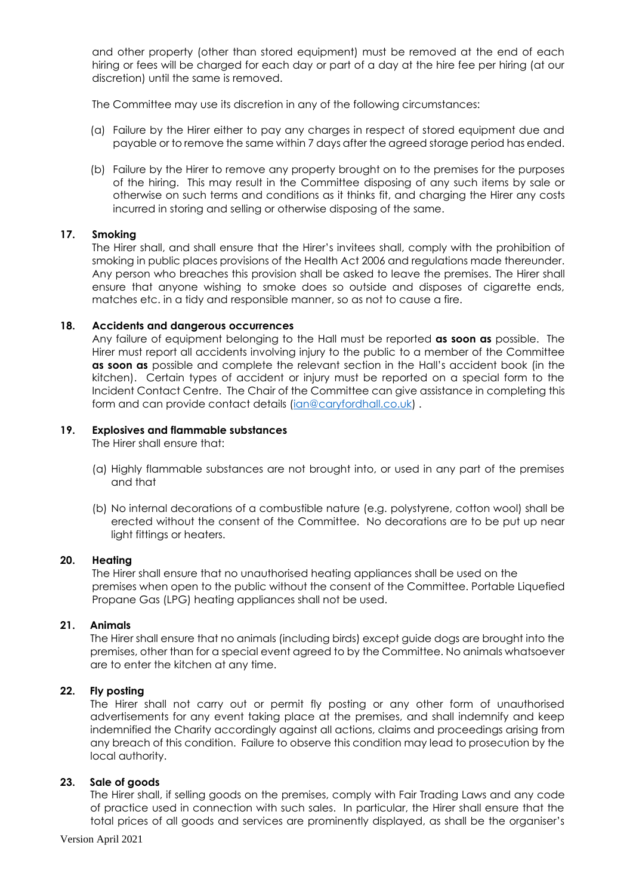and other property (other than stored equipment) must be removed at the end of each hiring or fees will be charged for each day or part of a day at the hire fee per hiring (at our discretion) until the same is removed.

The Committee may use its discretion in any of the following circumstances:

(a) Failure by the Hirer either to pay any charges in respect of stored equipment due and payable or to remove the same within 7 days after the agreed storage period has ended.

(b) Failure by the Hirer to remove any property brought on to the premises for the purposes of the hiring. This may result in the Committee disposing of any such items by sale or otherwise on such terms and conditions as it thinks fit, and charging the Hirer any costs incurred in storing and selling or otherwise disposing of the same.

**17. Smoking**

The Hirer shall, and shall ensure that the Hirer's invitees shall, comply with the prohibition of smoking in public places provisions of the Health Act 2006 and regulations made thereunder. Any person who breaches this provision shall be asked to leave the premises. The Hirer shall ensure that anyone wishing to smoke does so outside and disposes of cigarette ends, matches etc. in a tidy and responsible manner, so as not to cause a fire.

**18. Accidents and dangerous occurrences**

Any failure of equipment belonging to the Hall must be reported **as soon as** possible. The Hirer must report all accidents involving injury to the public to a member of the Committee **as soon as** possible and complete the relevant section in the Hall's accident book (in the kitchen). Certain types of accident or injury must be reported on a special form to the Incident Contact Centre. The Chair of the Committee can give assistance in completing this form and can provide contact details (ian@caryfordhall.co.uk) .

**19. Explosives and flammable substances**

The Hirer shall ensure that:

(a) Highly flammable substances are not brought into, or used in any part of the premises and that

(b) No internal decorations of a combustible nature (e.g. polystyrene, cotton wool) shall be erected without the consent of the Committee. No decorations are to be put up near light fittings or heaters.

**20. Heating**

The Hirer shall ensure that no unauthorised heating appliances shall be used on the premises when open to the public without the consent of the Committee. Portable Liquefied Propane Gas (LPG) heating appliances shall not be used.

**21. Animals**

The Hirer shall ensure that no animals (including birds) except guide dogs are brought into the premises, other than for a special event agreed to by the Committee. No animals whatsoever are to enter the kitchen at any time.

**22. Fly posting**

The Hirer shall not carry out or permit fly posting or any other form of unauthorised advertisements for any event taking place at the premises, and shall indemnify and keep indemnified the Charity accordingly against all actions, claims and proceedings arising from any breach of this condition. Failure to observe this condition may lead to prosecution by the local authority.

**23. Sale of goods**

The Hirer shall, if selling goods on the premises, comply with Fair Trading Laws and any code of practice used in connection with such sales. In particular, the Hirer shall ensure that the total prices of all goods and services are prominently displayed, as shall be the organiser's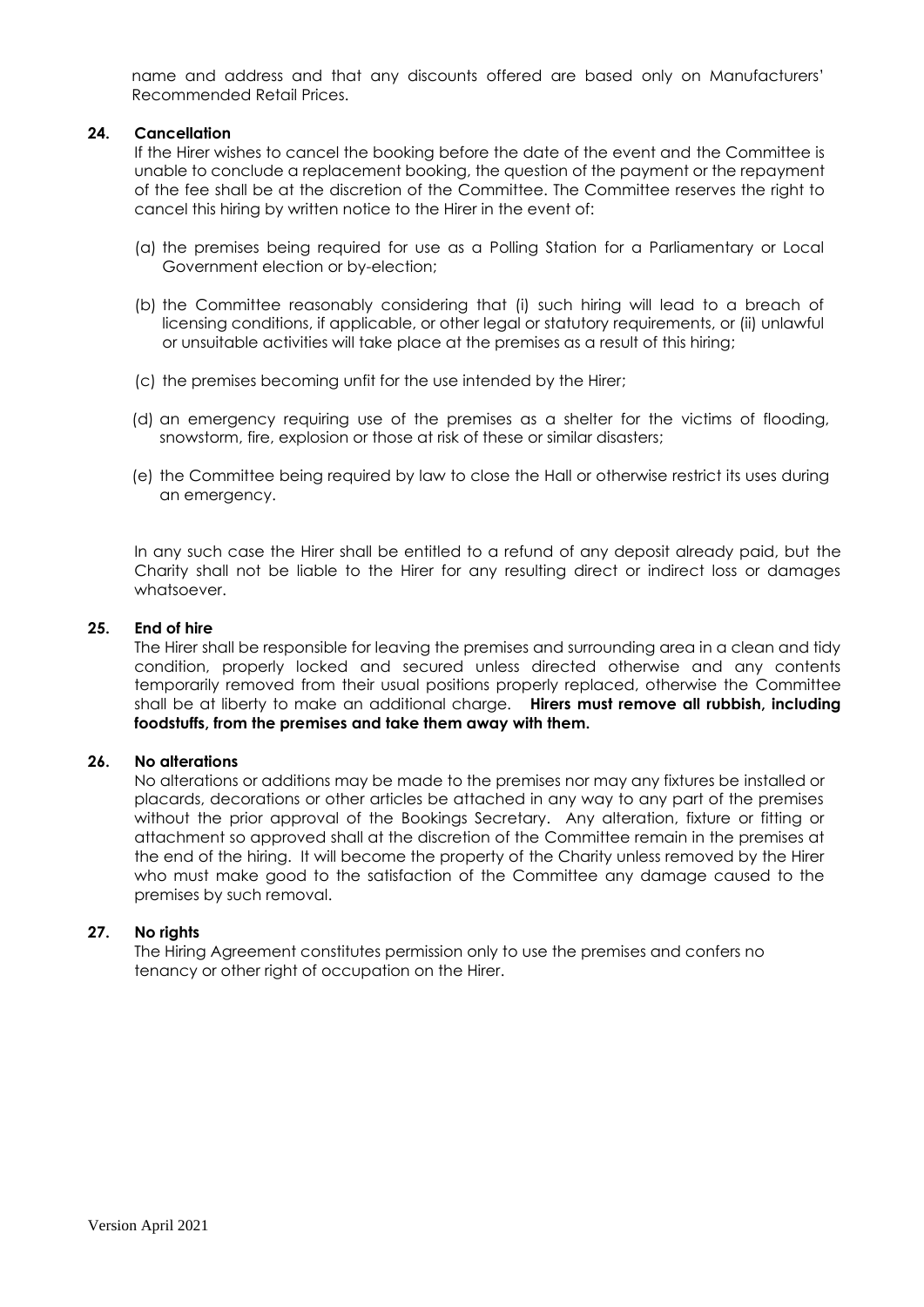name and address and that any discounts offered are based only on Manufacturers' Recommended Retail Prices.

**24. Cancellation**

If the Hirer wishes to cancel the booking before the date of the event and the Committee is unable to conclude a replacement booking, the question of the payment or the repayment of the fee shall be at the discretion of the Committee. The Committee reserves the right to cancel this hiring by written notice to the Hirer in the event of:

(a) the premises being required for use as a Polling Station for a Parliamentary or Local Government election or by-election;

(b) the Committee reasonably considering that (i) such hiring will lead to a breach of licensing conditions, if applicable, or other legal or statutory requirements, or (ii) unlawful or unsuitable activities will take place at the premises as a result of this hiring;

(c) the premises becoming unfit for the use intended by the Hirer;

(d) an emergency requiring use of the premises as a shelter for the victims of flooding, snowstorm, fire, explosion or those at risk of these or similar disasters;

(e) the Committee being required by law to close the Hall or otherwise restrict its uses during an emergency.

In any such case the Hirer shall be entitled to a refund of any deposit already paid, but the Charity shall not be liable to the Hirer for any resulting direct or indirect loss or damages whatsoever.

**25. End of hire**

The Hirer shall be responsible for leaving the premises and surrounding area in a clean and tidy condition, properly locked and secured unless directed otherwise and any contents temporarily removed from their usual positions properly replaced, otherwise the Committee shall be at liberty to make an additional charge. **Hirers must remove all rubbish, including foodstuffs, from the premises and take them away with them.**

**26. No alterations**

No alterations or additions may be made to the premises nor may any fixtures be installed or placards, decorations or other articles be attached in any way to any part of the premises without the prior approval of the Bookings Secretary. Any alteration, fixture or fitting or attachment so approved shall at the discretion of the Committee remain in the premises at the end of the hiring. It will become the property of the Charity unless removed by the Hirer who must make good to the satisfaction of the Committee any damage caused to the premises by such removal.

**27. No rights**

The Hiring Agreement constitutes permission only to use the premises and confers no tenancy or other right of occupation on the Hirer.

Version April 2021